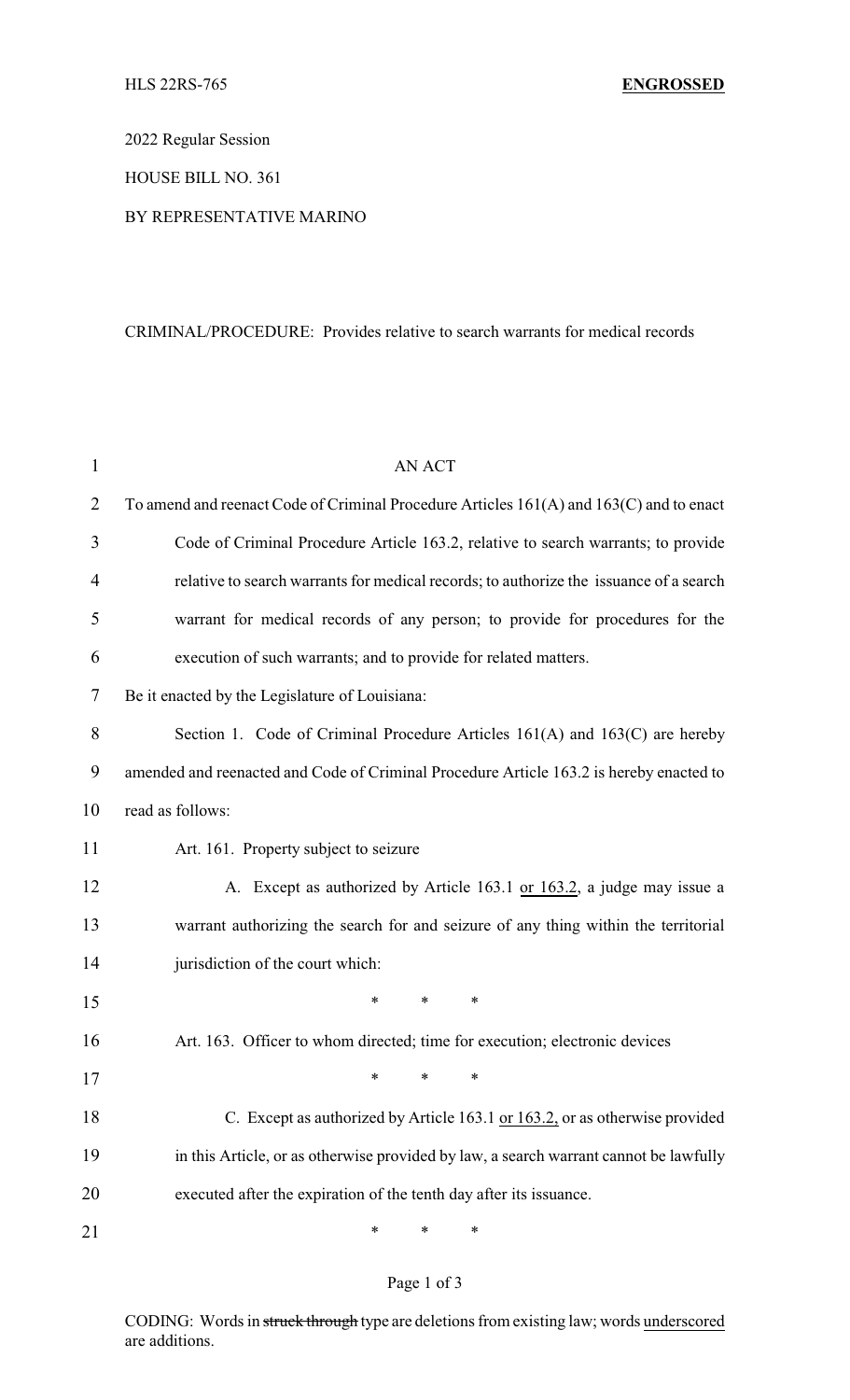HLS 22RS-765 **ENGROSSED**

2022 Regular Session

HOUSE BILL NO. 361

BY REPRESENTATIVE MARINO

CRIMINAL/PROCEDURE: Provides relative to search warrants for medical records

AN ACT

To amend and reenact Code of Criminal Procedure Articles 161(A) and 163(C) and to enact Code of Criminal Procedure Article 163.2, relative to search warrants; to provide relative to search warrants for medical records; to authorize the issuance of a search warrant for medical records of any person; to provide for procedures for the execution of such warrants; and to provide for related matters.

Be it enacted by the Legislature of Louisiana:

Section 1. Code of Criminal Procedure Articles 161(A) and 163(C) are hereby amended and reenacted and Code of Criminal Procedure Article 163.2 is hereby enacted to read as follows:

Art. 161. Property subject to seizure

A. Except as authorized by Article 163.1 <u>or 163.2</u>, a judge may issue a warrant authorizing the search for and seizure of any thing within the territorial jurisdiction of the court which:

\* \* \*

Art. 163. Officer to whom directed; time for execution; electronic devices

\* \* \*

C. Except as authorized by Article 163.1 <u>or 163.2,</u> or as otherwise provided in this Article, or as otherwise provided by law, a search warrant cannot be lawfully executed after the expiration of the tenth day after its issuance.

\* \* \*

CODING: Words in ~~struck through~~ type are deletions from existing law; words <u>underscored</u> are additions.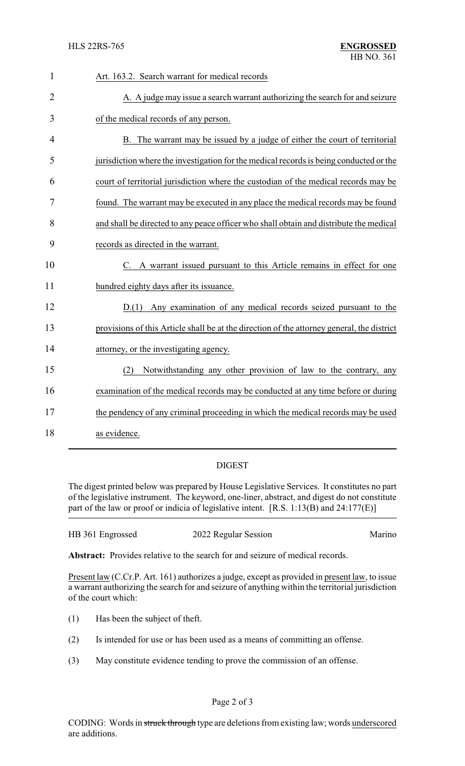Art. 163.2. Search warrant for medical records

A. A judge may issue a search warrant authorizing the search for and seizure of the medical records of any person.

B. The warrant may be issued by a judge of either the court of territorial jurisdiction where the investigation for the medical records is being conducted or the court of territorial jurisdiction where the custodian of the medical records may be found. The warrant may be executed in any place the medical records may be found and shall be directed to any peace officer who shall obtain and distribute the medical records as directed in the warrant.

C. A warrant issued pursuant to this Article remains in effect for one hundred eighty days after its issuance.

D.(1) Any examination of any medical records seized pursuant to the provisions of this Article shall be at the direction of the attorney general, the district attorney, or the investigating agency.

(2) Notwithstanding any other provision of law to the contrary, any examination of the medical records may be conducted at any time before or during the pendency of any criminal proceeding in which the medical records may be used as evidence.

## DIGEST

The digest printed below was prepared by House Legislative Services. It constitutes no part of the legislative instrument. The keyword, one-liner, abstract, and digest do not constitute part of the law or proof or indicia of legislative intent. [R.S. 1:13(B) and 24:177(E)]

HB 361 Engrossed — 2022 Regular Session — Marino

**Abstract:** Provides relative to the search for and seizure of medical records.

Present law (C.Cr.P. Art. 161) authorizes a judge, except as provided in present law, to issue a warrant authorizing the search for and seizure of anything within the territorial jurisdiction of the court which:

(1) Has been the subject of theft.

(2) Is intended for use or has been used as a means of committing an offense.

(3) May constitute evidence tending to prove the commission of an offense.

CODING: Words in ~~struck through~~ type are deletions from existing law; words underscored are additions.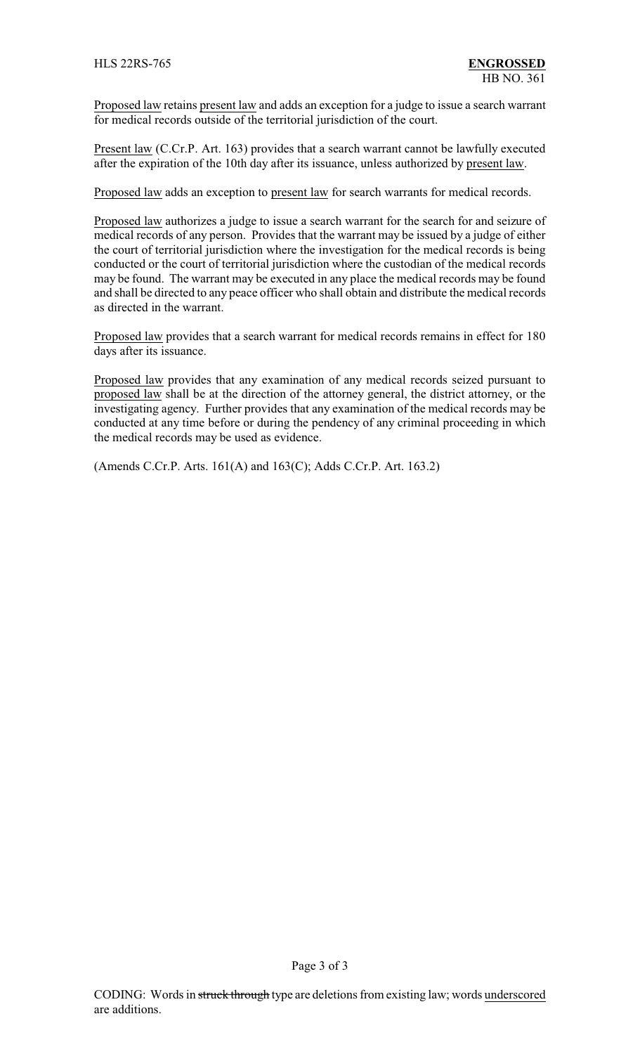Proposed law retains present law and adds an exception for a judge to issue a search warrant for medical records outside of the territorial jurisdiction of the court.

Present law (C.Cr.P. Art. 163) provides that a search warrant cannot be lawfully executed after the expiration of the 10th day after its issuance, unless authorized by present law.

Proposed law adds an exception to present law for search warrants for medical records.

Proposed law authorizes a judge to issue a search warrant for the search for and seizure of medical records of any person. Provides that the warrant may be issued by a judge of either the court of territorial jurisdiction where the investigation for the medical records is being conducted or the court of territorial jurisdiction where the custodian of the medical records may be found. The warrant may be executed in any place the medical records may be found and shall be directed to any peace officer who shall obtain and distribute the medical records as directed in the warrant.

Proposed law provides that a search warrant for medical records remains in effect for 180 days after its issuance.

Proposed law provides that any examination of any medical records seized pursuant to proposed law shall be at the direction of the attorney general, the district attorney, or the investigating agency. Further provides that any examination of the medical records may be conducted at any time before or during the pendency of any criminal proceeding in which the medical records may be used as evidence.

(Amends C.Cr.P. Arts. 161(A) and 163(C); Adds C.Cr.P. Art. 163.2)

CODING: Words in ~~struck through~~ type are deletions from existing law; words underscored are additions.